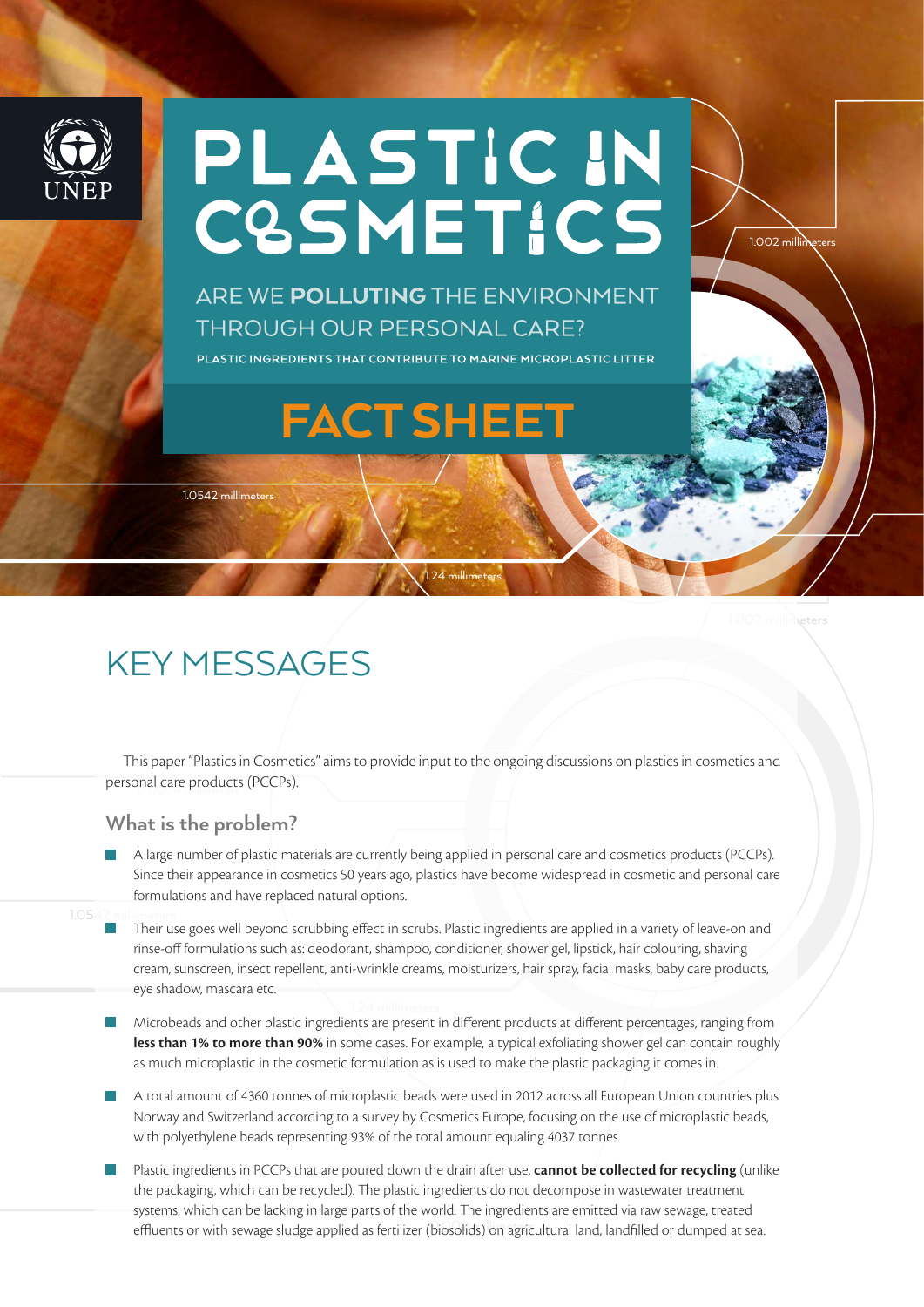# PLASTIC IN COSMETICS

## ARE WE **POLLUTING** THE ENVIRONMENT THROUGH OUR PERSONAL CARE?

PLASTIC INGREDIENTS THAT CONTRIBUTE TO MARINE MICROPLASTIC LITTER

# FACT SHEET

## KEY MESSAGES

This paper "Plastics in Cosmetics" aims to provide input to the ongoing discussions on plastics in cosmetics and personal care products (PCCPs).

### What is the problem?

- A large number of plastic materials are currently being applied in personal care and cosmetics products (PCCPs). Since their appearance in cosmetics 50 years ago, plastics have become widespread in cosmetic and personal care formulations and have replaced natural options.
- Their use goes well beyond scrubbing effect in scrubs. Plastic ingredients are applied in a variety of leave-on and rinse-off formulations such as: deodorant, shampoo, conditioner, shower gel, lipstick, hair colouring, shaving cream, sunscreen, insect repellent, anti-wrinkle creams, moisturizers, hair spray, facial masks, baby care products, eye shadow, mascara etc.
- Microbeads and other plastic ingredients are present in different products at different percentages, ranging from **less than 1% to more than 90%** in some cases. For example, a typical exfoliating shower gel can contain roughly as much microplastic in the cosmetic formulation as is used to make the plastic packaging it comes in.
- A total amount of 4360 tonnes of microplastic beads were used in 2012 across all European Union countries plus Norway and Switzerland according to a survey by Cosmetics Europe, focusing on the use of microplastic beads, with polyethylene beads representing 93% of the total amount equaling 4037 tonnes.
- Plastic ingredients in PCCPs that are poured down the drain after use, **cannot be collected for recycling** (unlike the packaging, which can be recycled). The plastic ingredients do not decompose in wastewater treatment systems, which can be lacking in large parts of the world. The ingredients are emitted via raw sewage, treated effluents or with sewage sludge applied as fertilizer (biosolids) on agricultural land, landfilled or dumped at sea.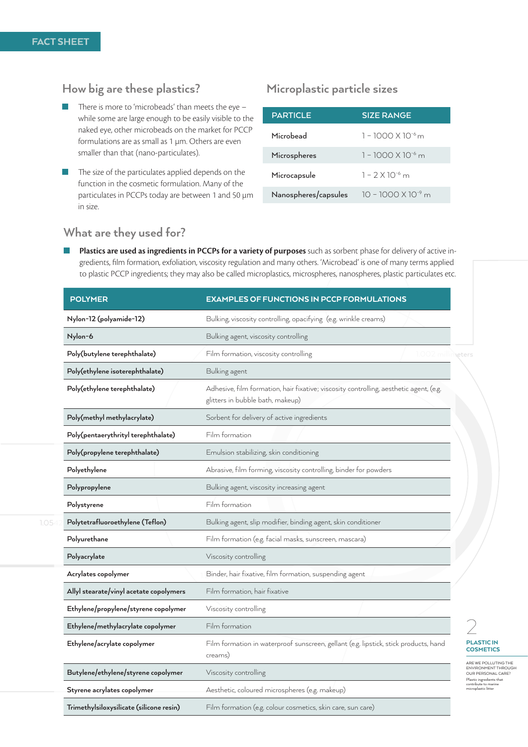## How big are these plastics?

- There is more to 'microbeads' than meets the eye – while some are large enough to be easily visible to the naked eye, other microbeads on the market for PCCP formulations are as small as 1 µm. Others are even smaller than that (nano-particulates).
- The size of the particulates applied depends on the function in the cosmetic formulation. Many of the particulates in PCCPs today are between 1 and 50 µm in size.

## Microplastic particle sizes

| PARTICLE | SIZE RANGE |
|---|---|
| Microbead | $1 - 1000 \times 10^{-6}$ m |
| Microspheres | $1 - 1000 \times 10^{-6}$ m |
| Microcapsule | $1 - 2 \times 10^{-6}$ m |
| Nanospheres/capsules | $10 - 1000 \times 10^{-9}$ m |

## What are they used for?

- **Plastics are used as ingredients in PCCPs for a variety of purposes** such as sorbent phase for delivery of active ingredients, film formation, exfoliation, viscosity regulation and many others. 'Microbead' is one of many terms applied to plastic PCCP ingredients; they may also be called microplastics, microspheres, nanospheres, plastic particulates etc.

| POLYMER | EXAMPLES OF FUNCTIONS IN PCCP FORMULATIONS |
|---|---|
| Nylon-12 (polyamide-12) | Bulking, viscosity controlling, opacifying (e.g. wrinkle creams) |
| Nylon-6 | Bulking agent, viscosity controlling |
| Poly(butylene terephthalate) | Film formation, viscosity controlling |
| Poly(ethylene isoterephthalate) | Bulking agent |
| Poly(ethylene terephthalate) | Adhesive, film formation, hair fixative; viscosity controlling, aesthetic agent, (e.g. glitters in bubble bath, makeup) |
| Poly(methyl methylacrylate) | Sorbent for delivery of active ingredients |
| Poly(pentaerythrityl terephthalate) | Film formation |
| Poly(propylene terephthalate) | Emulsion stabilizing, skin conditioning |
| Polyethylene | Abrasive, film forming, viscosity controlling, binder for powders |
| Polypropylene | Bulking agent, viscosity increasing agent |
| Polystyrene | Film formation |
| Polytetrafluoroethylene (Teflon) | Bulking agent, slip modifier, binding agent, skin conditioner |
| Polyurethane | Film formation (e.g. facial masks, sunscreen, mascara) |
| Polyacrylate | Viscosity controlling |
| Acrylates copolymer | Binder, hair fixative, film formation, suspending agent |
| Allyl stearate/vinyl acetate copolymers | Film formation, hair fixative |
| Ethylene/propylene/styrene copolymer | Viscosity controlling |
| Ethylene/methylacrylate copolymer | Film formation |
| Ethylene/acrylate copolymer | Film formation in waterproof sunscreen, gellant (e.g. lipstick, stick products, hand creams) |
| Butylene/ethylene/styrene copolymer | Viscosity controlling |
| Styrene acrylates copolymer | Aesthetic, coloured microspheres (e.g. makeup) |
| Trimethylsiloxysilicate (silicone resin) | Film formation (e.g. colour cosmetics, skin care, sun care) |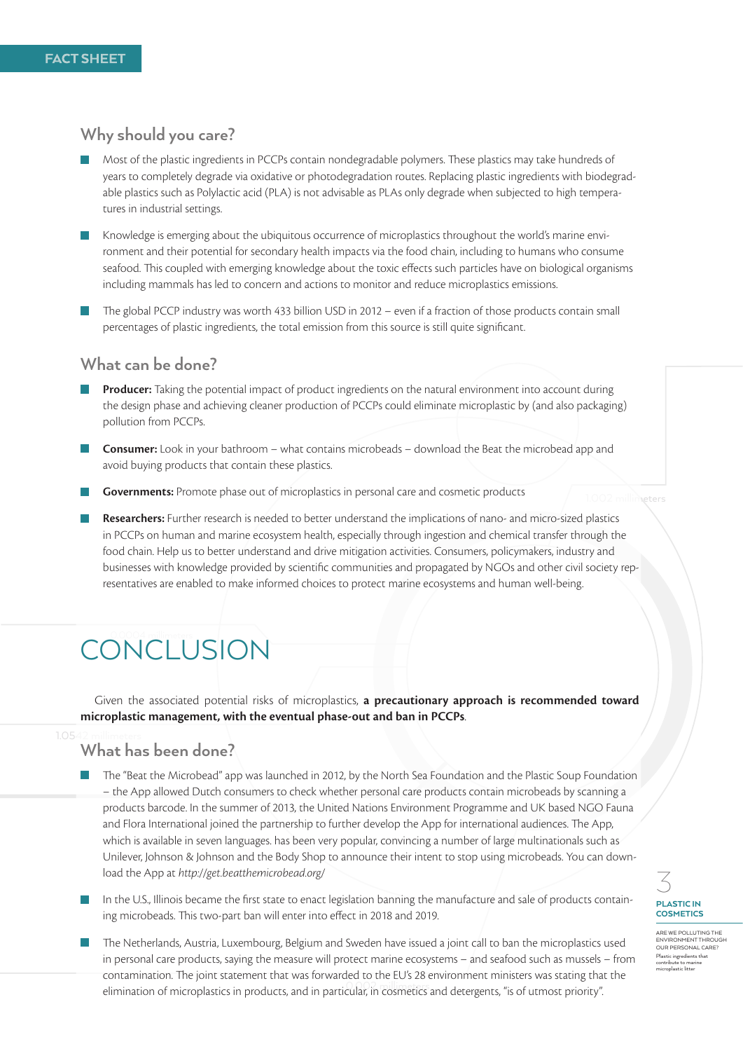## Why should you care?

- Most of the plastic ingredients in PCCPs contain nondegradable polymers. These plastics may take hundreds of years to completely degrade via oxidative or photodegradation routes. Replacing plastic ingredients with biodegradable plastics such as Polylactic acid (PLA) is not advisable as PLAs only degrade when subjected to high temperatures in industrial settings.
- Knowledge is emerging about the ubiquitous occurrence of microplastics throughout the world's marine environment and their potential for secondary health impacts via the food chain, including to humans who consume seafood. This coupled with emerging knowledge about the toxic effects such particles have on biological organisms including mammals has led to concern and actions to monitor and reduce microplastics emissions.
- The global PCCP industry was worth 433 billion USD in 2012 – even if a fraction of those products contain small percentages of plastic ingredients, the total emission from this source is still quite significant.

## What can be done?

- **Producer:** Taking the potential impact of product ingredients on the natural environment into account during the design phase and achieving cleaner production of PCCPs could eliminate microplastic by (and also packaging) pollution from PCCPs.
- **Consumer:** Look in your bathroom – what contains microbeads – download the Beat the microbead app and avoid buying products that contain these plastics.
- **Governments:** Promote phase out of microplastics in personal care and cosmetic products
- **Researchers:** Further research is needed to better understand the implications of nano- and micro-sized plastics in PCCPs on human and marine ecosystem health, especially through ingestion and chemical transfer through the food chain. Help us to better understand and drive mitigation activities. Consumers, policymakers, industry and businesses with knowledge provided by scientific communities and propagated by NGOs and other civil society representatives are enabled to make informed choices to protect marine ecosystems and human well-being.

# CONCLUSION

Given the associated potential risks of microplastics, **a precautionary approach is recommended toward microplastic management, with the eventual phase-out and ban in PCCPs**.

## What has been done?

- The "Beat the Microbead" app was launched in 2012, by the North Sea Foundation and the Plastic Soup Foundation – the App allowed Dutch consumers to check whether personal care products contain microbeads by scanning a products barcode. In the summer of 2013, the United Nations Environment Programme and UK based NGO Fauna and Flora International joined the partnership to further develop the App for international audiences. The App, which is available in seven languages. has been very popular, convincing a number of large multinationals such as Unilever, Johnson & Johnson and the Body Shop to announce their intent to stop using microbeads. You can download the App at *http://get.beatthemicrobead.org/*
- In the U.S., Illinois became the first state to enact legislation banning the manufacture and sale of products containing microbeads. This two-part ban will enter into effect in 2018 and 2019.
- The Netherlands, Austria, Luxembourg, Belgium and Sweden have issued a joint call to ban the microplastics used in personal care products, saying the measure will protect marine ecosystems – and seafood such as mussels – from contamination. The joint statement that was forwarded to the EU's 28 environment ministers was stating that the elimination of microplastics in products, and in particular, in cosmetics and detergents, "is of utmost priority".